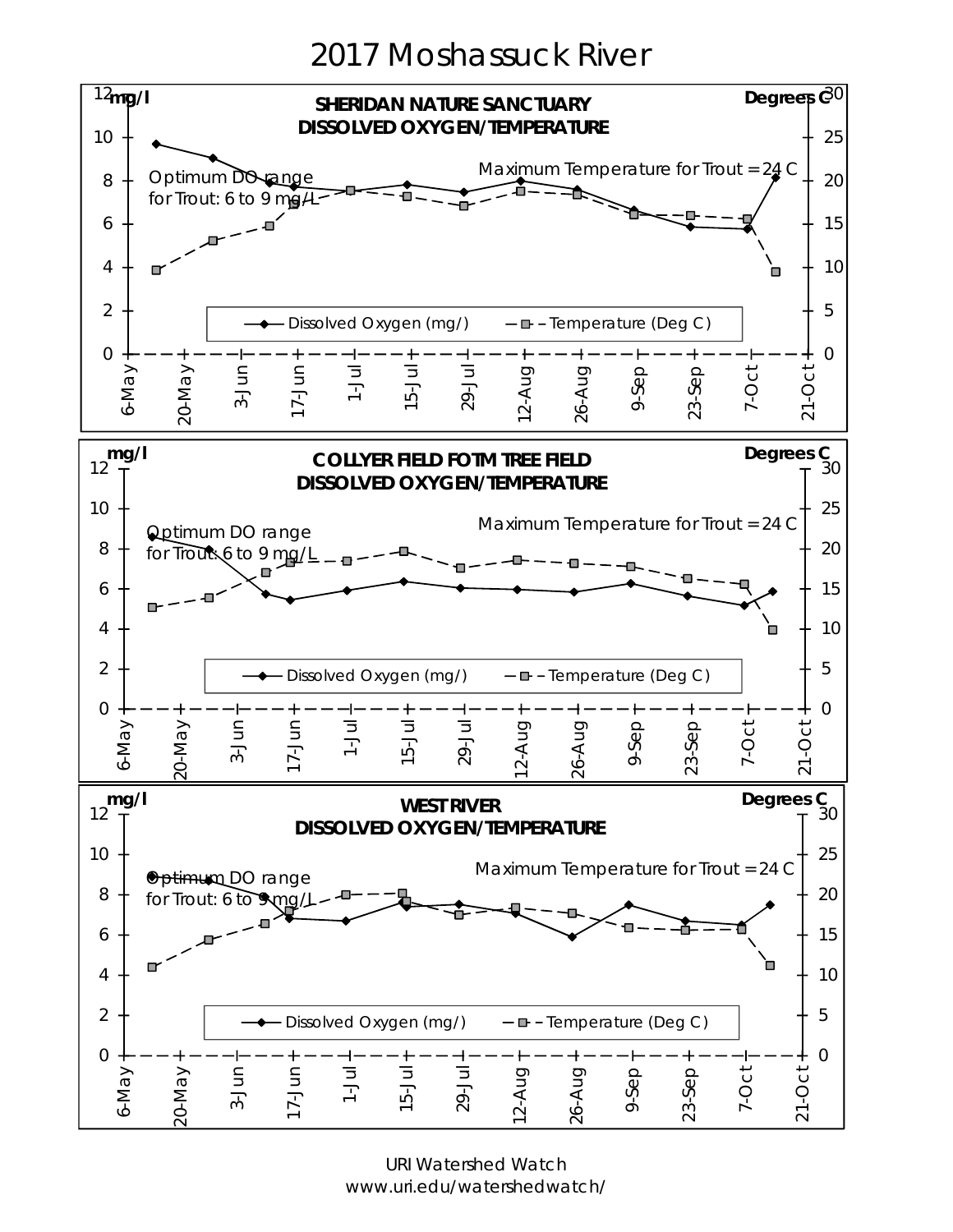# 2017 Moshassuck River

## SHERIDAN NATURE SANCTUARY DISSOLVED OXYGEN/TEMPERATURE

mg/l — Degrees C

Optimum DO range for Trout: 6 to 9 mg/L

Maximum Temperature for Trout = 24 C

Dissolved Oxygen (mg/) — Temperature (Deg C)

6-May, 20-May, 3-Jun, 17-Jun, 1-Jul, 15-Jul, 29-Jul, 12-Aug, 26-Aug, 9-Sep, 23-Sep, 7-Oct, 21-Oct

## COLLYER FIELD FOTM TREE FIELD DISSOLVED OXYGEN/TEMPERATURE

mg/l — Degrees C

Optimum DO range for Trout: 6 to 9 mg/L

Maximum Temperature for Trout = 24 C

Dissolved Oxygen (mg/) — Temperature (Deg C)

6-May, 20-May, 3-Jun, 17-Jun, 1-Jul, 15-Jul, 29-Jul, 12-Aug, 26-Aug, 9-Sep, 23-Sep, 7-Oct, 21-Oct

## WEST RIVER DISSOLVED OXYGEN/TEMPERATURE

mg/l — Degrees C

Optimum DO range for Trout: 6 to 9 mg/L

Maximum Temperature for Trout = 24 C

Dissolved Oxygen (mg/) — Temperature (Deg C)

6-May, 20-May, 3-Jun, 17-Jun, 1-Jul, 15-Jul, 29-Jul, 12-Aug, 26-Aug, 9-Sep, 23-Sep, 7-Oct, 21-Oct

URI Watershed Watch
www.uri.edu/watershedwatch/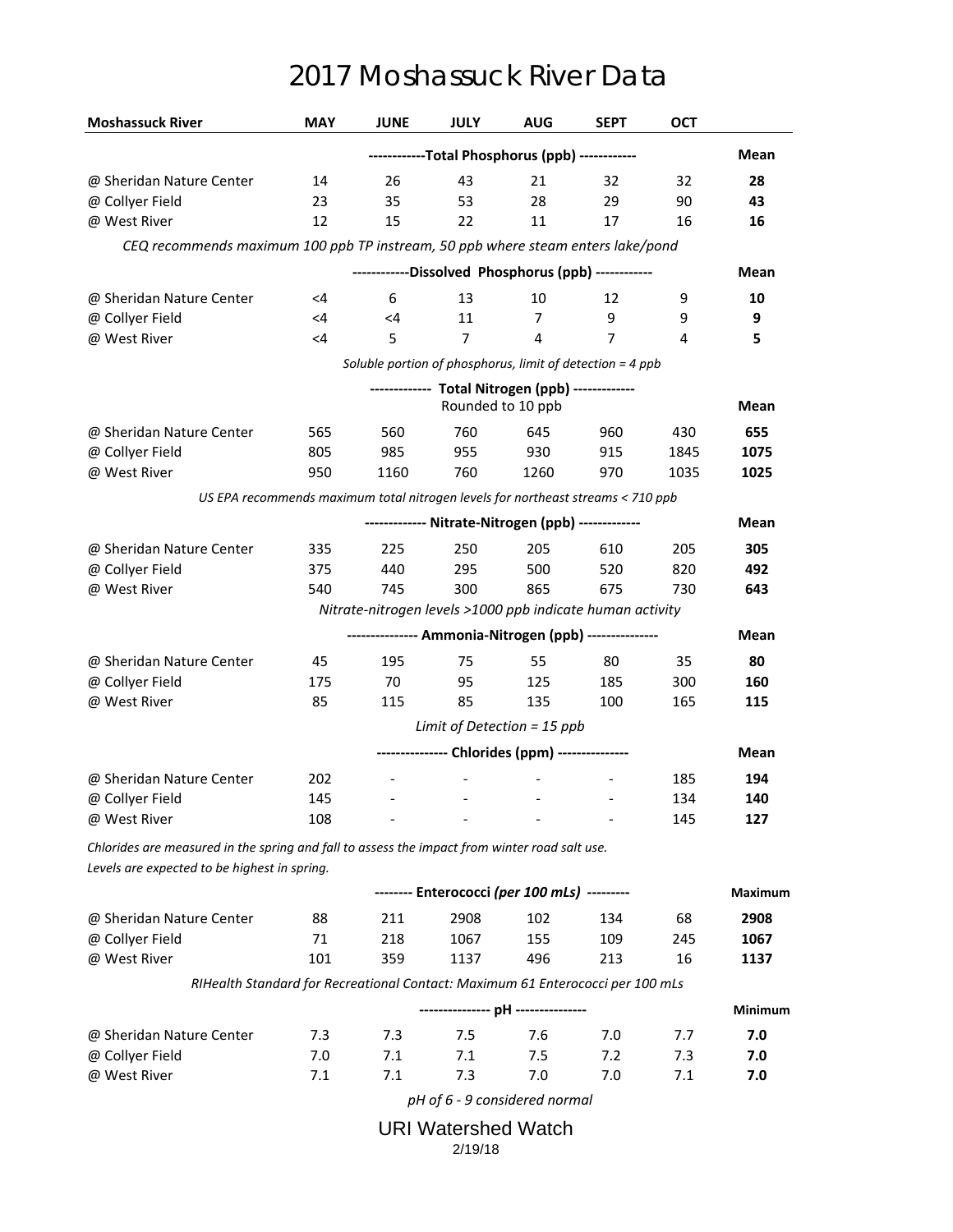# 2017 Moshassuck River Data

| Moshassuck River | MAY | JUNE | JULY | AUG | SEPT | OCT | |
|---|---|---|---|---|---|---|---|
| | ------------Total Phosphorus (ppb) ------------ | | | | | | **Mean** |
| @ Sheridan Nature Center | 14 | 26 | 43 | 21 | 32 | 32 | **28** |
| @ Collyer Field | 23 | 35 | 53 | 28 | 29 | 90 | **43** |
| @ West River | 12 | 15 | 22 | 11 | 17 | 16 | **16** |
| *CEQ recommends maximum 100 ppb TP instream, 50 ppb where steam enters lake/pond* | | | | | | | |
| | ------------Dissolved Phosphorus (ppb) ------------ | | | | | | **Mean** |
| @ Sheridan Nature Center | <4 | 6 | 13 | 10 | 12 | 9 | **10** |
| @ Collyer Field | <4 | <4 | 11 | 7 | 9 | 9 | **9** |
| @ West River | <4 | 5 | 7 | 4 | 7 | 4 | **5** |
| *Soluble portion of phosphorus, limit of detection = 4 ppb* | | | | | | | |
| | ------------- Total Nitrogen (ppb) ------------- Rounded to 10 ppb | | | | | | **Mean** |
| @ Sheridan Nature Center | 565 | 560 | 760 | 645 | 960 | 430 | **655** |
| @ Collyer Field | 805 | 985 | 955 | 930 | 915 | 1845 | **1075** |
| @ West River | 950 | 1160 | 760 | 1260 | 970 | 1035 | **1025** |
| *US EPA recommends maximum total nitrogen levels for northeast streams < 710 ppb* | | | | | | | |
| | ------------- Nitrate-Nitrogen (ppb) ------------- | | | | | | **Mean** |
| @ Sheridan Nature Center | 335 | 225 | 250 | 205 | 610 | 205 | **305** |
| @ Collyer Field | 375 | 440 | 295 | 500 | 520 | 820 | **492** |
| @ West River | 540 | 745 | 300 | 865 | 675 | 730 | **643** |
| *Nitrate-nitrogen levels >1000 ppb indicate human activity* | | | | | | | |
| | -------------- Ammonia-Nitrogen (ppb) --------------- | | | | | | **Mean** |
| @ Sheridan Nature Center | 45 | 195 | 75 | 55 | 80 | 35 | **80** |
| @ Collyer Field | 175 | 70 | 95 | 125 | 185 | 300 | **160** |
| @ West River | 85 | 115 | 85 | 135 | 100 | 165 | **115** |
| *Limit of Detection = 15 ppb* | | | | | | | |
| | --------------- Chlorides (ppm) --------------- | | | | | | **Mean** |
| @ Sheridan Nature Center | 202 | - | - | - | - | 185 | **194** |
| @ Collyer Field | 145 | - | - | - | - | 134 | **140** |
| @ West River | 108 | - | - | - | - | 145 | **127** |
| *Chlorides are measured in the spring and fall to assess the impact from winter road salt use. Levels are expected to be highest in spring.* | | | | | | | |
| | -------- Enterococci *(per 100 mLs)* --------- | | | | | | **Maximum** |
| @ Sheridan Nature Center | 88 | 211 | 2908 | 102 | 134 | 68 | **2908** |
| @ Collyer Field | 71 | 218 | 1067 | 155 | 109 | 245 | **1067** |
| @ West River | 101 | 359 | 1137 | 496 | 213 | 16 | **1137** |
| *RIHealth Standard for Recreational Contact: Maximum 61 Enterococci per 100 mLs* | | | | | | | |
| | --------------- pH --------------- | | | | | | **Minimum** |
| @ Sheridan Nature Center | 7.3 | 7.3 | 7.5 | 7.6 | 7.0 | 7.7 | **7.0** |
| @ Collyer Field | 7.0 | 7.1 | 7.1 | 7.5 | 7.2 | 7.3 | **7.0** |
| @ West River | 7.1 | 7.1 | 7.3 | 7.0 | 7.0 | 7.1 | **7.0** |
| *pH of 6 - 9 considered normal* | | | | | | | |

URI Watershed Watch

2/19/18